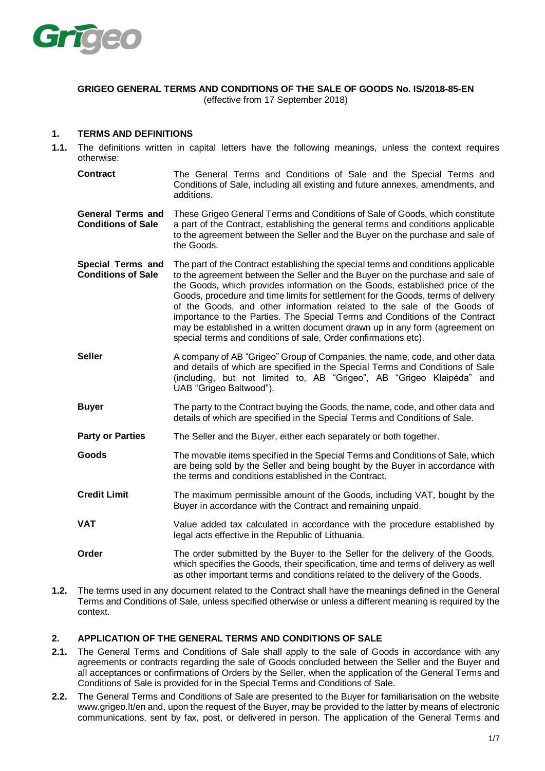**GRIGEO GENERAL TERMS AND CONDITIONS OF THE SALE OF GOODS No. IS/2018-85-EN**
(effective from 17 September 2018)

## 1. TERMS AND DEFINITIONS

**1.1.** The definitions written in capital letters have the following meanings, unless the context requires otherwise:

| | |
|---|---|
| **Contract** | The General Terms and Conditions of Sale and the Special Terms and Conditions of Sale, including all existing and future annexes, amendments, and additions. |
| **General Terms and Conditions of Sale** | These Grigeo General Terms and Conditions of Sale of Goods, which constitute a part of the Contract, establishing the general terms and conditions applicable to the agreement between the Seller and the Buyer on the purchase and sale of the Goods. |
| **Special Terms and Conditions of Sale** | The part of the Contract establishing the special terms and conditions applicable to the agreement between the Seller and the Buyer on the purchase and sale of the Goods, which provides information on the Goods, established price of the Goods, procedure and time limits for settlement for the Goods, terms of delivery of the Goods, and other information related to the sale of the Goods of importance to the Parties. The Special Terms and Conditions of the Contract may be established in a written document drawn up in any form (agreement on special terms and conditions of sale, Order confirmations etc). |
| **Seller** | A company of AB "Grigeo" Group of Companies, the name, code, and other data and details of which are specified in the Special Terms and Conditions of Sale (including, but not limited to, AB "Grigeo", AB "Grigeo Klaipėda" and UAB "Grigeo Baltwood"). |
| **Buyer** | The party to the Contract buying the Goods, the name, code, and other data and details of which are specified in the Special Terms and Conditions of Sale. |
| **Party or Parties** | The Seller and the Buyer, either each separately or both together. |
| **Goods** | The movable items specified in the Special Terms and Conditions of Sale, which are being sold by the Seller and being bought by the Buyer in accordance with the terms and conditions established in the Contract. |
| **Credit Limit** | The maximum permissible amount of the Goods, including VAT, bought by the Buyer in accordance with the Contract and remaining unpaid. |
| **VAT** | Value added tax calculated in accordance with the procedure established by legal acts effective in the Republic of Lithuania. |
| **Order** | The order submitted by the Buyer to the Seller for the delivery of the Goods, which specifies the Goods, their specification, time and terms of delivery as well as other important terms and conditions related to the delivery of the Goods. |

**1.2.** The terms used in any document related to the Contract shall have the meanings defined in the General Terms and Conditions of Sale, unless specified otherwise or unless a different meaning is required by the context.

## 2. APPLICATION OF THE GENERAL TERMS AND CONDITIONS OF SALE

**2.1.** The General Terms and Conditions of Sale shall apply to the sale of Goods in accordance with any agreements or contracts regarding the sale of Goods concluded between the Seller and the Buyer and all acceptances or confirmations of Orders by the Seller, when the application of the General Terms and Conditions of Sale is provided for in the Special Terms and Conditions of Sale.

**2.2.** The General Terms and Conditions of Sale are presented to the Buyer for familiarisation on the website www.grigeo.lt/en and, upon the request of the Buyer, may be provided to the latter by means of electronic communications, sent by fax, post, or delivered in person. The application of the General Terms and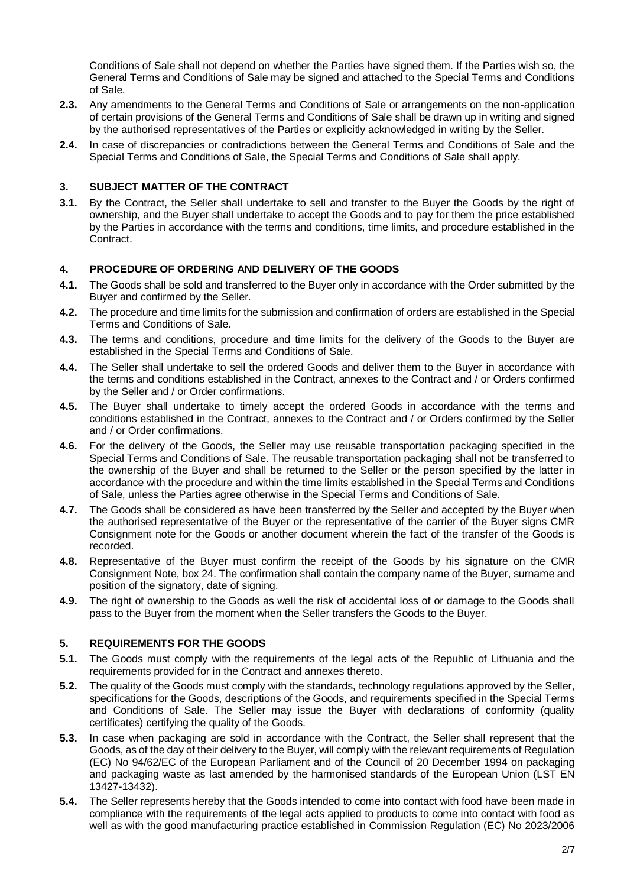Conditions of Sale shall not depend on whether the Parties have signed them. If the Parties wish so, the General Terms and Conditions of Sale may be signed and attached to the Special Terms and Conditions of Sale.

**2.3.** Any amendments to the General Terms and Conditions of Sale or arrangements on the non-application of certain provisions of the General Terms and Conditions of Sale shall be drawn up in writing and signed by the authorised representatives of the Parties or explicitly acknowledged in writing by the Seller.

**2.4.** In case of discrepancies or contradictions between the General Terms and Conditions of Sale and the Special Terms and Conditions of Sale, the Special Terms and Conditions of Sale shall apply.

## 3. SUBJECT MATTER OF THE CONTRACT

**3.1.** By the Contract, the Seller shall undertake to sell and transfer to the Buyer the Goods by the right of ownership, and the Buyer shall undertake to accept the Goods and to pay for them the price established by the Parties in accordance with the terms and conditions, time limits, and procedure established in the Contract.

## 4. PROCEDURE OF ORDERING AND DELIVERY OF THE GOODS

**4.1.** The Goods shall be sold and transferred to the Buyer only in accordance with the Order submitted by the Buyer and confirmed by the Seller.

**4.2.** The procedure and time limits for the submission and confirmation of orders are established in the Special Terms and Conditions of Sale.

**4.3.** The terms and conditions, procedure and time limits for the delivery of the Goods to the Buyer are established in the Special Terms and Conditions of Sale.

**4.4.** The Seller shall undertake to sell the ordered Goods and deliver them to the Buyer in accordance with the terms and conditions established in the Contract, annexes to the Contract and / or Orders confirmed by the Seller and / or Order confirmations.

**4.5.** The Buyer shall undertake to timely accept the ordered Goods in accordance with the terms and conditions established in the Contract, annexes to the Contract and / or Orders confirmed by the Seller and / or Order confirmations.

**4.6.** For the delivery of the Goods, the Seller may use reusable transportation packaging specified in the Special Terms and Conditions of Sale. The reusable transportation packaging shall not be transferred to the ownership of the Buyer and shall be returned to the Seller or the person specified by the latter in accordance with the procedure and within the time limits established in the Special Terms and Conditions of Sale, unless the Parties agree otherwise in the Special Terms and Conditions of Sale.

**4.7.** The Goods shall be considered as have been transferred by the Seller and accepted by the Buyer when the authorised representative of the Buyer or the representative of the carrier of the Buyer signs CMR Consignment note for the Goods or another document wherein the fact of the transfer of the Goods is recorded.

**4.8.** Representative of the Buyer must confirm the receipt of the Goods by his signature on the CMR Consignment Note, box 24. The confirmation shall contain the company name of the Buyer, surname and position of the signatory, date of signing.

**4.9.** The right of ownership to the Goods as well the risk of accidental loss of or damage to the Goods shall pass to the Buyer from the moment when the Seller transfers the Goods to the Buyer.

## 5. REQUIREMENTS FOR THE GOODS

**5.1.** The Goods must comply with the requirements of the legal acts of the Republic of Lithuania and the requirements provided for in the Contract and annexes thereto.

**5.2.** The quality of the Goods must comply with the standards, technology regulations approved by the Seller, specifications for the Goods, descriptions of the Goods, and requirements specified in the Special Terms and Conditions of Sale. The Seller may issue the Buyer with declarations of conformity (quality certificates) certifying the quality of the Goods.

**5.3.** In case when packaging are sold in accordance with the Contract, the Seller shall represent that the Goods, as of the day of their delivery to the Buyer, will comply with the relevant requirements of Regulation (EC) No 94/62/EC of the European Parliament and of the Council of 20 December 1994 on packaging and packaging waste as last amended by the harmonised standards of the European Union (LST EN 13427-13432).

**5.4.** The Seller represents hereby that the Goods intended to come into contact with food have been made in compliance with the requirements of the legal acts applied to products to come into contact with food as well as with the good manufacturing practice established in Commission Regulation (EC) No 2023/2006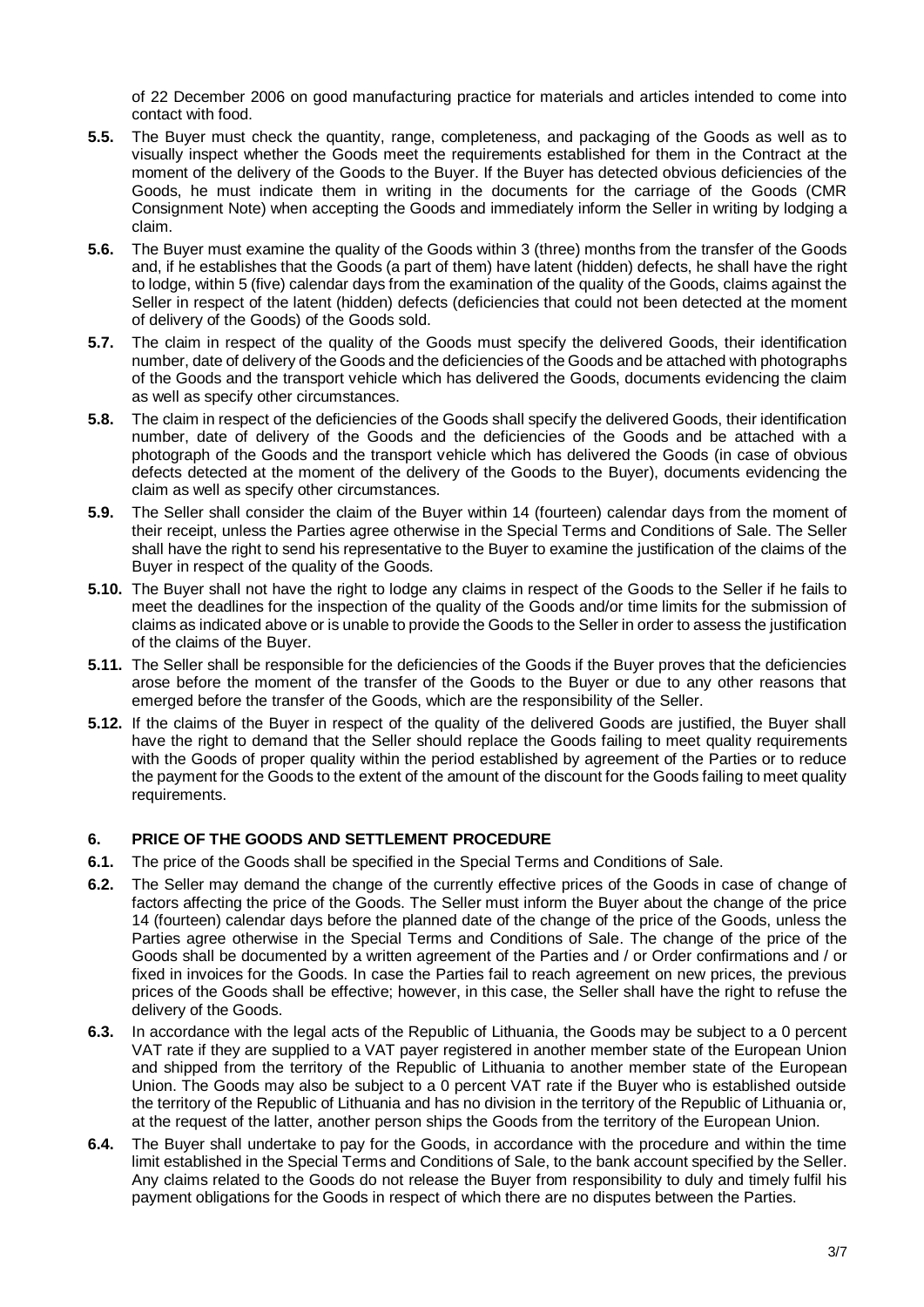of 22 December 2006 on good manufacturing practice for materials and articles intended to come into contact with food.

**5.5.** The Buyer must check the quantity, range, completeness, and packaging of the Goods as well as to visually inspect whether the Goods meet the requirements established for them in the Contract at the moment of the delivery of the Goods to the Buyer. If the Buyer has detected obvious deficiencies of the Goods, he must indicate them in writing in the documents for the carriage of the Goods (CMR Consignment Note) when accepting the Goods and immediately inform the Seller in writing by lodging a claim.

**5.6.** The Buyer must examine the quality of the Goods within 3 (three) months from the transfer of the Goods and, if he establishes that the Goods (a part of them) have latent (hidden) defects, he shall have the right to lodge, within 5 (five) calendar days from the examination of the quality of the Goods, claims against the Seller in respect of the latent (hidden) defects (deficiencies that could not been detected at the moment of delivery of the Goods) of the Goods sold.

**5.7.** The claim in respect of the quality of the Goods must specify the delivered Goods, their identification number, date of delivery of the Goods and the deficiencies of the Goods and be attached with photographs of the Goods and the transport vehicle which has delivered the Goods, documents evidencing the claim as well as specify other circumstances.

**5.8.** The claim in respect of the deficiencies of the Goods shall specify the delivered Goods, their identification number, date of delivery of the Goods and the deficiencies of the Goods and be attached with a photograph of the Goods and the transport vehicle which has delivered the Goods (in case of obvious defects detected at the moment of the delivery of the Goods to the Buyer), documents evidencing the claim as well as specify other circumstances.

**5.9.** The Seller shall consider the claim of the Buyer within 14 (fourteen) calendar days from the moment of their receipt, unless the Parties agree otherwise in the Special Terms and Conditions of Sale. The Seller shall have the right to send his representative to the Buyer to examine the justification of the claims of the Buyer in respect of the quality of the Goods.

**5.10.** The Buyer shall not have the right to lodge any claims in respect of the Goods to the Seller if he fails to meet the deadlines for the inspection of the quality of the Goods and/or time limits for the submission of claims as indicated above or is unable to provide the Goods to the Seller in order to assess the justification of the claims of the Buyer.

**5.11.** The Seller shall be responsible for the deficiencies of the Goods if the Buyer proves that the deficiencies arose before the moment of the transfer of the Goods to the Buyer or due to any other reasons that emerged before the transfer of the Goods, which are the responsibility of the Seller.

**5.12.** If the claims of the Buyer in respect of the quality of the delivered Goods are justified, the Buyer shall have the right to demand that the Seller should replace the Goods failing to meet quality requirements with the Goods of proper quality within the period established by agreement of the Parties or to reduce the payment for the Goods to the extent of the amount of the discount for the Goods failing to meet quality requirements.

## 6. PRICE OF THE GOODS AND SETTLEMENT PROCEDURE

**6.1.** The price of the Goods shall be specified in the Special Terms and Conditions of Sale.

**6.2.** The Seller may demand the change of the currently effective prices of the Goods in case of change of factors affecting the price of the Goods. The Seller must inform the Buyer about the change of the price 14 (fourteen) calendar days before the planned date of the change of the price of the Goods, unless the Parties agree otherwise in the Special Terms and Conditions of Sale. The change of the price of the Goods shall be documented by a written agreement of the Parties and / or Order confirmations and / or fixed in invoices for the Goods. In case the Parties fail to reach agreement on new prices, the previous prices of the Goods shall be effective; however, in this case, the Seller shall have the right to refuse the delivery of the Goods.

**6.3.** In accordance with the legal acts of the Republic of Lithuania, the Goods may be subject to a 0 percent VAT rate if they are supplied to a VAT payer registered in another member state of the European Union and shipped from the territory of the Republic of Lithuania to another member state of the European Union. The Goods may also be subject to a 0 percent VAT rate if the Buyer who is established outside the territory of the Republic of Lithuania and has no division in the territory of the Republic of Lithuania or, at the request of the latter, another person ships the Goods from the territory of the European Union.

**6.4.** The Buyer shall undertake to pay for the Goods, in accordance with the procedure and within the time limit established in the Special Terms and Conditions of Sale, to the bank account specified by the Seller. Any claims related to the Goods do not release the Buyer from responsibility to duly and timely fulfil his payment obligations for the Goods in respect of which there are no disputes between the Parties.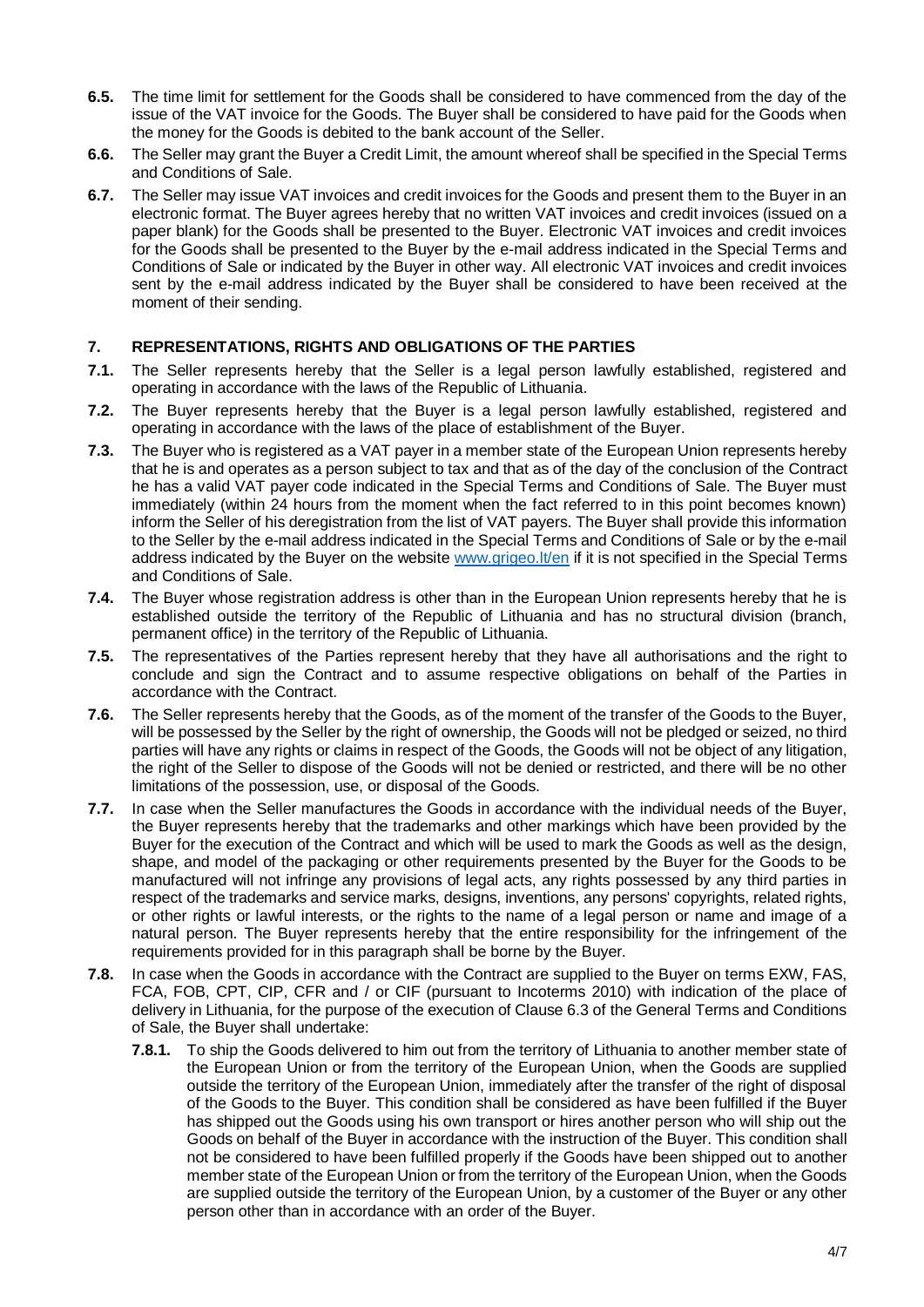**6.5.** The time limit for settlement for the Goods shall be considered to have commenced from the day of the issue of the VAT invoice for the Goods. The Buyer shall be considered to have paid for the Goods when the money for the Goods is debited to the bank account of the Seller.

**6.6.** The Seller may grant the Buyer a Credit Limit, the amount whereof shall be specified in the Special Terms and Conditions of Sale.

**6.7.** The Seller may issue VAT invoices and credit invoices for the Goods and present them to the Buyer in an electronic format. The Buyer agrees hereby that no written VAT invoices and credit invoices (issued on a paper blank) for the Goods shall be presented to the Buyer. Electronic VAT invoices and credit invoices for the Goods shall be presented to the Buyer by the e-mail address indicated in the Special Terms and Conditions of Sale or indicated by the Buyer in other way. All electronic VAT invoices and credit invoices sent by the e-mail address indicated by the Buyer shall be considered to have been received at the moment of their sending.

## 7. REPRESENTATIONS, RIGHTS AND OBLIGATIONS OF THE PARTIES

**7.1.** The Seller represents hereby that the Seller is a legal person lawfully established, registered and operating in accordance with the laws of the Republic of Lithuania.

**7.2.** The Buyer represents hereby that the Buyer is a legal person lawfully established, registered and operating in accordance with the laws of the place of establishment of the Buyer.

**7.3.** The Buyer who is registered as a VAT payer in a member state of the European Union represents hereby that he is and operates as a person subject to tax and that as of the day of the conclusion of the Contract he has a valid VAT payer code indicated in the Special Terms and Conditions of Sale. The Buyer must immediately (within 24 hours from the moment when the fact referred to in this point becomes known) inform the Seller of his deregistration from the list of VAT payers. The Buyer shall provide this information to the Seller by the e-mail address indicated in the Special Terms and Conditions of Sale or by the e-mail address indicated by the Buyer on the website www.grigeo.lt/en if it is not specified in the Special Terms and Conditions of Sale.

**7.4.** The Buyer whose registration address is other than in the European Union represents hereby that he is established outside the territory of the Republic of Lithuania and has no structural division (branch, permanent office) in the territory of the Republic of Lithuania.

**7.5.** The representatives of the Parties represent hereby that they have all authorisations and the right to conclude and sign the Contract and to assume respective obligations on behalf of the Parties in accordance with the Contract.

**7.6.** The Seller represents hereby that the Goods, as of the moment of the transfer of the Goods to the Buyer, will be possessed by the Seller by the right of ownership, the Goods will not be pledged or seized, no third parties will have any rights or claims in respect of the Goods, the Goods will not be object of any litigation, the right of the Seller to dispose of the Goods will not be denied or restricted, and there will be no other limitations of the possession, use, or disposal of the Goods.

**7.7.** In case when the Seller manufactures the Goods in accordance with the individual needs of the Buyer, the Buyer represents hereby that the trademarks and other markings which have been provided by the Buyer for the execution of the Contract and which will be used to mark the Goods as well as the design, shape, and model of the packaging or other requirements presented by the Buyer for the Goods to be manufactured will not infringe any provisions of legal acts, any rights possessed by any third parties in respect of the trademarks and service marks, designs, inventions, any persons' copyrights, related rights, or other rights or lawful interests, or the rights to the name of a legal person or name and image of a natural person. The Buyer represents hereby that the entire responsibility for the infringement of the requirements provided for in this paragraph shall be borne by the Buyer.

**7.8.** In case when the Goods in accordance with the Contract are supplied to the Buyer on terms EXW, FAS, FCA, FOB, CPT, CIP, CFR and / or CIF (pursuant to Incoterms 2010) with indication of the place of delivery in Lithuania, for the purpose of the execution of Clause 6.3 of the General Terms and Conditions of Sale, the Buyer shall undertake:

**7.8.1.** To ship the Goods delivered to him out from the territory of Lithuania to another member state of the European Union or from the territory of the European Union, when the Goods are supplied outside the territory of the European Union, immediately after the transfer of the right of disposal of the Goods to the Buyer. This condition shall be considered as have been fulfilled if the Buyer has shipped out the Goods using his own transport or hires another person who will ship out the Goods on behalf of the Buyer in accordance with the instruction of the Buyer. This condition shall not be considered to have been fulfilled properly if the Goods have been shipped out to another member state of the European Union or from the territory of the European Union, when the Goods are supplied outside the territory of the European Union, by a customer of the Buyer or any other person other than in accordance with an order of the Buyer.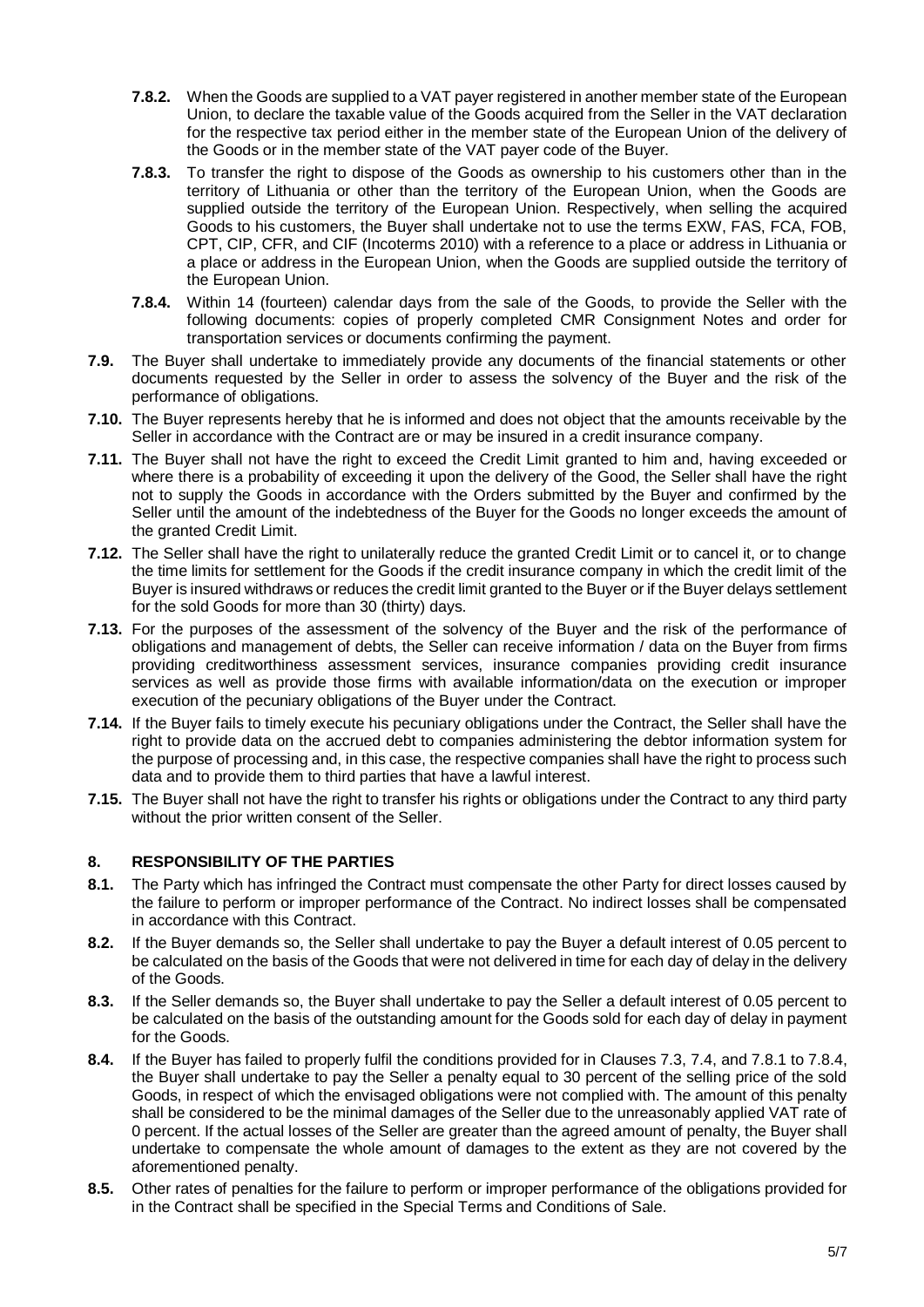**7.8.2.** When the Goods are supplied to a VAT payer registered in another member state of the European Union, to declare the taxable value of the Goods acquired from the Seller in the VAT declaration for the respective tax period either in the member state of the European Union of the delivery of the Goods or in the member state of the VAT payer code of the Buyer.

**7.8.3.** To transfer the right to dispose of the Goods as ownership to his customers other than in the territory of Lithuania or other than the territory of the European Union, when the Goods are supplied outside the territory of the European Union. Respectively, when selling the acquired Goods to his customers, the Buyer shall undertake not to use the terms EXW, FAS, FCA, FOB, CPT, CIP, CFR, and CIF (Incoterms 2010) with a reference to a place or address in Lithuania or a place or address in the European Union, when the Goods are supplied outside the territory of the European Union.

**7.8.4.** Within 14 (fourteen) calendar days from the sale of the Goods, to provide the Seller with the following documents: copies of properly completed CMR Consignment Notes and order for transportation services or documents confirming the payment.

**7.9.** The Buyer shall undertake to immediately provide any documents of the financial statements or other documents requested by the Seller in order to assess the solvency of the Buyer and the risk of the performance of obligations.

**7.10.** The Buyer represents hereby that he is informed and does not object that the amounts receivable by the Seller in accordance with the Contract are or may be insured in a credit insurance company.

**7.11.** The Buyer shall not have the right to exceed the Credit Limit granted to him and, having exceeded or where there is a probability of exceeding it upon the delivery of the Good, the Seller shall have the right not to supply the Goods in accordance with the Orders submitted by the Buyer and confirmed by the Seller until the amount of the indebtedness of the Buyer for the Goods no longer exceeds the amount of the granted Credit Limit.

**7.12.** The Seller shall have the right to unilaterally reduce the granted Credit Limit or to cancel it, or to change the time limits for settlement for the Goods if the credit insurance company in which the credit limit of the Buyer is insured withdraws or reduces the credit limit granted to the Buyer or if the Buyer delays settlement for the sold Goods for more than 30 (thirty) days.

**7.13.** For the purposes of the assessment of the solvency of the Buyer and the risk of the performance of obligations and management of debts, the Seller can receive information / data on the Buyer from firms providing creditworthiness assessment services, insurance companies providing credit insurance services as well as provide those firms with available information/data on the execution or improper execution of the pecuniary obligations of the Buyer under the Contract.

**7.14.** If the Buyer fails to timely execute his pecuniary obligations under the Contract, the Seller shall have the right to provide data on the accrued debt to companies administering the debtor information system for the purpose of processing and, in this case, the respective companies shall have the right to process such data and to provide them to third parties that have a lawful interest.

**7.15.** The Buyer shall not have the right to transfer his rights or obligations under the Contract to any third party without the prior written consent of the Seller.

## 8. RESPONSIBILITY OF THE PARTIES

**8.1.** The Party which has infringed the Contract must compensate the other Party for direct losses caused by the failure to perform or improper performance of the Contract. No indirect losses shall be compensated in accordance with this Contract.

**8.2.** If the Buyer demands so, the Seller shall undertake to pay the Buyer a default interest of 0.05 percent to be calculated on the basis of the Goods that were not delivered in time for each day of delay in the delivery of the Goods.

**8.3.** If the Seller demands so, the Buyer shall undertake to pay the Seller a default interest of 0.05 percent to be calculated on the basis of the outstanding amount for the Goods sold for each day of delay in payment for the Goods.

**8.4.** If the Buyer has failed to properly fulfil the conditions provided for in Clauses 7.3, 7.4, and 7.8.1 to 7.8.4, the Buyer shall undertake to pay the Seller a penalty equal to 30 percent of the selling price of the sold Goods, in respect of which the envisaged obligations were not complied with. The amount of this penalty shall be considered to be the minimal damages of the Seller due to the unreasonably applied VAT rate of 0 percent. If the actual losses of the Seller are greater than the agreed amount of penalty, the Buyer shall undertake to compensate the whole amount of damages to the extent as they are not covered by the aforementioned penalty.

**8.5.** Other rates of penalties for the failure to perform or improper performance of the obligations provided for in the Contract shall be specified in the Special Terms and Conditions of Sale.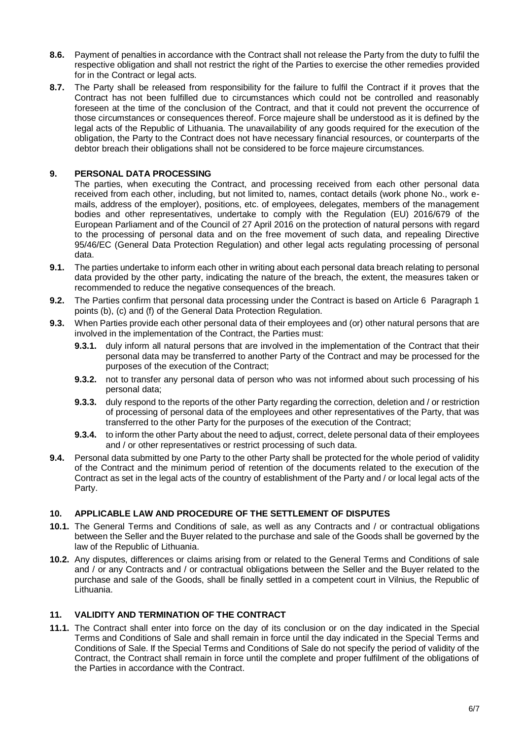**8.6.** Payment of penalties in accordance with the Contract shall not release the Party from the duty to fulfil the respective obligation and shall not restrict the right of the Parties to exercise the other remedies provided for in the Contract or legal acts.

**8.7.** The Party shall be released from responsibility for the failure to fulfil the Contract if it proves that the Contract has not been fulfilled due to circumstances which could not be controlled and reasonably foreseen at the time of the conclusion of the Contract, and that it could not prevent the occurrence of those circumstances or consequences thereof. Force majeure shall be understood as it is defined by the legal acts of the Republic of Lithuania. The unavailability of any goods required for the execution of the obligation, the Party to the Contract does not have necessary financial resources, or counterparts of the debtor breach their obligations shall not be considered to be force majeure circumstances.

## 9. PERSONAL DATA PROCESSING

The parties, when executing the Contract, and processing received from each other personal data received from each other, including, but not limited to, names, contact details (work phone No., work e-mails, address of the employer), positions, etc. of employees, delegates, members of the management bodies and other representatives, undertake to comply with the Regulation (EU) 2016/679 of the European Parliament and of the Council of 27 April 2016 on the protection of natural persons with regard to the processing of personal data and on the free movement of such data, and repealing Directive 95/46/EC (General Data Protection Regulation) and other legal acts regulating processing of personal data.

**9.1.** The parties undertake to inform each other in writing about each personal data breach relating to personal data provided by the other party, indicating the nature of the breach, the extent, the measures taken or recommended to reduce the negative consequences of the breach.

**9.2.** The Parties confirm that personal data processing under the Contract is based on Article 6 Paragraph 1 points (b), (c) and (f) of the General Data Protection Regulation.

**9.3.** When Parties provide each other personal data of their employees and (or) other natural persons that are involved in the implementation of the Contract, the Parties must:

- **9.3.1.** duly inform all natural persons that are involved in the implementation of the Contract that their personal data may be transferred to another Party of the Contract and may be processed for the purposes of the execution of the Contract;
- **9.3.2.** not to transfer any personal data of person who was not informed about such processing of his personal data;
- **9.3.3.** duly respond to the reports of the other Party regarding the correction, deletion and / or restriction of processing of personal data of the employees and other representatives of the Party, that was transferred to the other Party for the purposes of the execution of the Contract;
- **9.3.4.** to inform the other Party about the need to adjust, correct, delete personal data of their employees and / or other representatives or restrict processing of such data.

**9.4.** Personal data submitted by one Party to the other Party shall be protected for the whole period of validity of the Contract and the minimum period of retention of the documents related to the execution of the Contract as set in the legal acts of the country of establishment of the Party and / or local legal acts of the Party.

## 10. APPLICABLE LAW AND PROCEDURE OF THE SETTLEMENT OF DISPUTES

**10.1.** The General Terms and Conditions of sale, as well as any Contracts and / or contractual obligations between the Seller and the Buyer related to the purchase and sale of the Goods shall be governed by the law of the Republic of Lithuania.

**10.2.** Any disputes, differences or claims arising from or related to the General Terms and Conditions of sale and / or any Contracts and / or contractual obligations between the Seller and the Buyer related to the purchase and sale of the Goods, shall be finally settled in a competent court in Vilnius, the Republic of Lithuania.

## 11. VALIDITY AND TERMINATION OF THE CONTRACT

**11.1.** The Contract shall enter into force on the day of its conclusion or on the day indicated in the Special Terms and Conditions of Sale and shall remain in force until the day indicated in the Special Terms and Conditions of Sale. If the Special Terms and Conditions of Sale do not specify the period of validity of the Contract, the Contract shall remain in force until the complete and proper fulfilment of the obligations of the Parties in accordance with the Contract.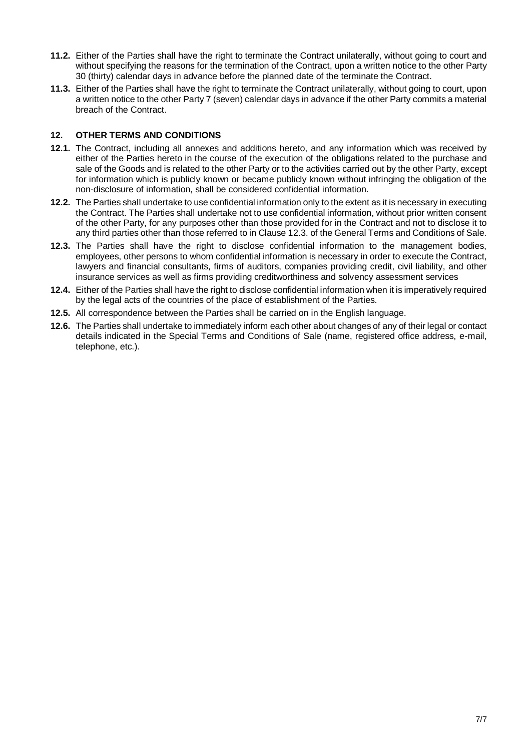**11.2.** Either of the Parties shall have the right to terminate the Contract unilaterally, without going to court and without specifying the reasons for the termination of the Contract, upon a written notice to the other Party 30 (thirty) calendar days in advance before the planned date of the terminate the Contract.

**11.3.** Either of the Parties shall have the right to terminate the Contract unilaterally, without going to court, upon a written notice to the other Party 7 (seven) calendar days in advance if the other Party commits a material breach of the Contract.

## 12. OTHER TERMS AND CONDITIONS

**12.1.** The Contract, including all annexes and additions hereto, and any information which was received by either of the Parties hereto in the course of the execution of the obligations related to the purchase and sale of the Goods and is related to the other Party or to the activities carried out by the other Party, except for information which is publicly known or became publicly known without infringing the obligation of the non-disclosure of information, shall be considered confidential information.

**12.2.** The Parties shall undertake to use confidential information only to the extent as it is necessary in executing the Contract. The Parties shall undertake not to use confidential information, without prior written consent of the other Party, for any purposes other than those provided for in the Contract and not to disclose it to any third parties other than those referred to in Clause 12.3. of the General Terms and Conditions of Sale.

**12.3.** The Parties shall have the right to disclose confidential information to the management bodies, employees, other persons to whom confidential information is necessary in order to execute the Contract, lawyers and financial consultants, firms of auditors, companies providing credit, civil liability, and other insurance services as well as firms providing creditworthiness and solvency assessment services

**12.4.** Either of the Parties shall have the right to disclose confidential information when it is imperatively required by the legal acts of the countries of the place of establishment of the Parties.

**12.5.** All correspondence between the Parties shall be carried on in the English language.

**12.6.** The Parties shall undertake to immediately inform each other about changes of any of their legal or contact details indicated in the Special Terms and Conditions of Sale (name, registered office address, e-mail, telephone, etc.).